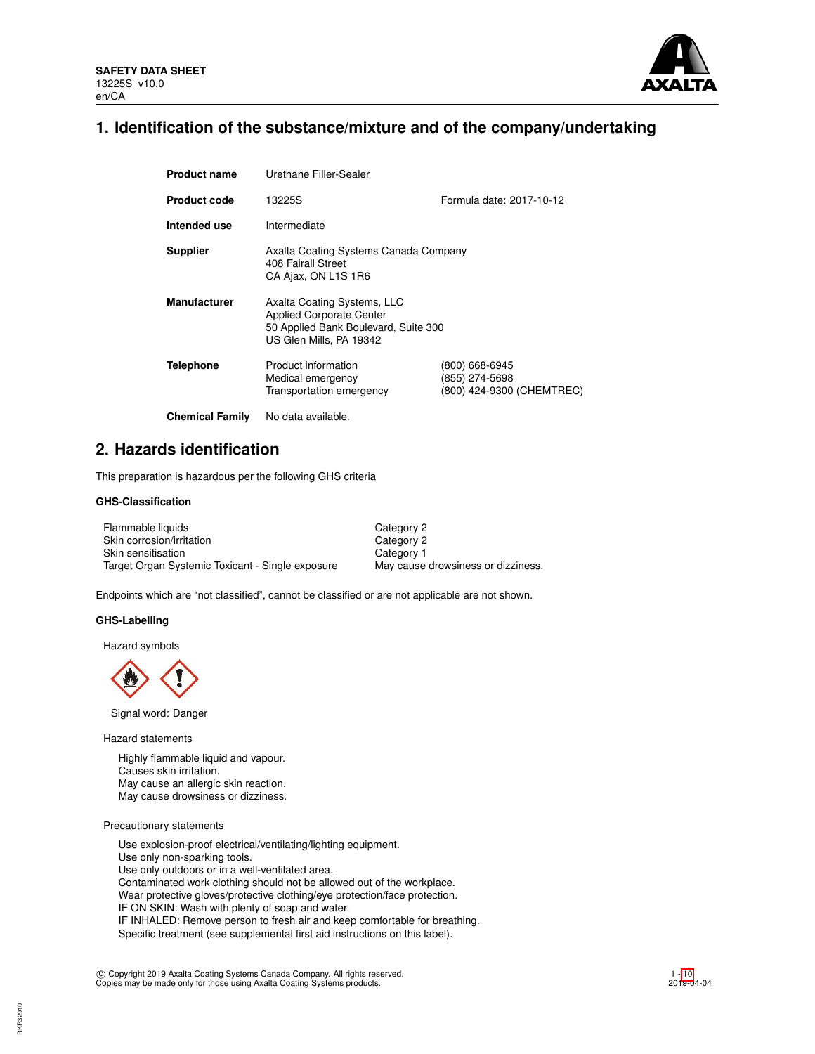**SAFETY DATA SHEET**
13225S v10.0
en/CA

# 1. Identification of the substance/mixture and of the company/undertaking

| | | |
|---|---|---|
| **Product name** | Urethane Filler-Sealer | |
| **Product code** | 13225S | Formula date: 2017-10-12 |
| **Intended use** | Intermediate | |
| **Supplier** | Axalta Coating Systems Canada Company<br>408 Fairall Street<br>CA Ajax, ON L1S 1R6 | |
| **Manufacturer** | Axalta Coating Systems, LLC<br>Applied Corporate Center<br>50 Applied Bank Boulevard, Suite 300<br>US Glen Mills, PA 19342 | |
| **Telephone** | Product information<br>Medical emergency<br>Transportation emergency | (800) 668-6945<br>(855) 274-5698<br>(800) 424-9300 (CHEMTREC) |
| **Chemical Family** | No data available. | |

# 2. Hazards identification

This preparation is hazardous per the following GHS criteria

### GHS-Classification

| | |
|---|---|
| Flammable liquids | Category 2 |
| Skin corrosion/irritation | Category 2 |
| Skin sensitisation | Category 1 |
| Target Organ Systemic Toxicant - Single exposure | May cause drowsiness or dizziness. |

Endpoints which are "not classified", cannot be classified or are not applicable are not shown.

### GHS-Labelling

Hazard symbols

Signal word: Danger

Hazard statements

Highly flammable liquid and vapour.
Causes skin irritation.
May cause an allergic skin reaction.
May cause drowsiness or dizziness.

Precautionary statements

Use explosion-proof electrical/ventilating/lighting equipment.
Use only non-sparking tools.
Use only outdoors or in a well-ventilated area.
Contaminated work clothing should not be allowed out of the workplace.
Wear protective gloves/protective clothing/eye protection/face protection.
IF ON SKIN: Wash with plenty of soap and water.
IF INHALED: Remove person to fresh air and keep comfortable for breathing.
Specific treatment (see supplemental first aid instructions on this label).

© Copyright 2019 Axalta Coating Systems Canada Company. All rights reserved.
Copies may be made only for those using Axalta Coating Systems products.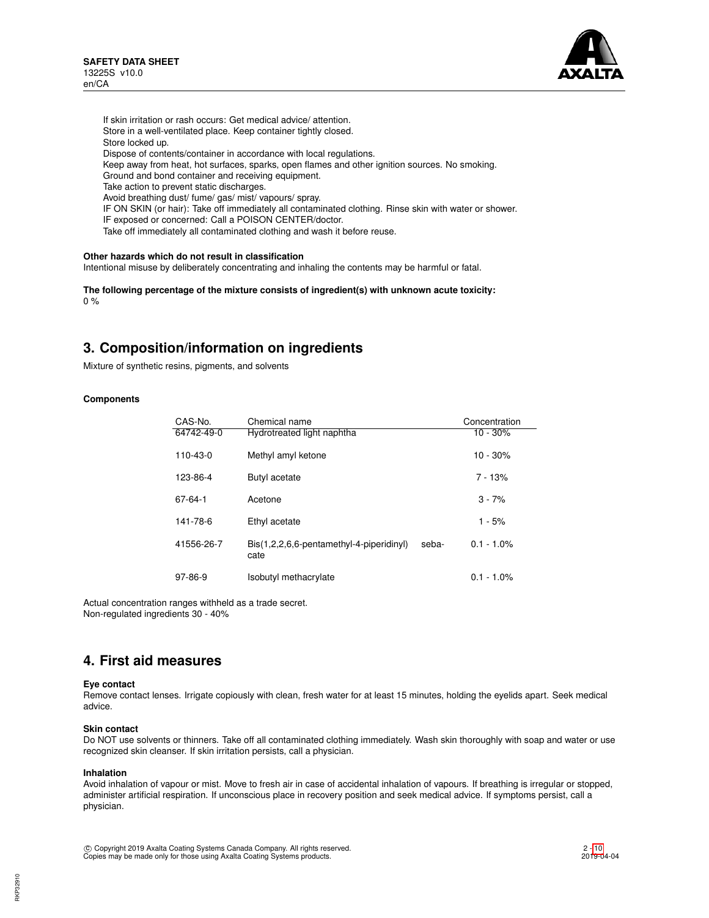If skin irritation or rash occurs: Get medical advice/ attention.
Store in a well-ventilated place. Keep container tightly closed.
Store locked up.
Dispose of contents/container in accordance with local regulations.
Keep away from heat, hot surfaces, sparks, open flames and other ignition sources. No smoking.
Ground and bond container and receiving equipment.
Take action to prevent static discharges.
Avoid breathing dust/ fume/ gas/ mist/ vapours/ spray.
IF ON SKIN (or hair): Take off immediately all contaminated clothing. Rinse skin with water or shower.
IF exposed or concerned: Call a POISON CENTER/doctor.
Take off immediately all contaminated clothing and wash it before reuse.

**Other hazards which do not result in classification**
Intentional misuse by deliberately concentrating and inhaling the contents may be harmful or fatal.

**The following percentage of the mixture consists of ingredient(s) with unknown acute toxicity:**
0 %

## 3. Composition/information on ingredients

Mixture of synthetic resins, pigments, and solvents

**Components**

| CAS-No. | Chemical name | Concentration |
|---|---|---|
| 64742-49-0 | Hydrotreated light naphtha | 10 - 30% |
| 110-43-0 | Methyl amyl ketone | 10 - 30% |
| 123-86-4 | Butyl acetate | 7 - 13% |
| 67-64-1 | Acetone | 3 - 7% |
| 141-78-6 | Ethyl acetate | 1 - 5% |
| 41556-26-7 | Bis(1,2,2,6,6-pentamethyl-4-piperidinyl) sebacate | 0.1 - 1.0% |
| 97-86-9 | Isobutyl methacrylate | 0.1 - 1.0% |

Actual concentration ranges withheld as a trade secret.
Non-regulated ingredients 30 - 40%

## 4. First aid measures

**Eye contact**
Remove contact lenses. Irrigate copiously with clean, fresh water for at least 15 minutes, holding the eyelids apart. Seek medical advice.

**Skin contact**
Do NOT use solvents or thinners. Take off all contaminated clothing immediately. Wash skin thoroughly with soap and water or use recognized skin cleanser. If skin irritation persists, call a physician.

**Inhalation**
Avoid inhalation of vapour or mist. Move to fresh air in case of accidental inhalation of vapours. If breathing is irregular or stopped, administer artificial respiration. If unconscious place in recovery position and seek medical advice. If symptoms persist, call a physician.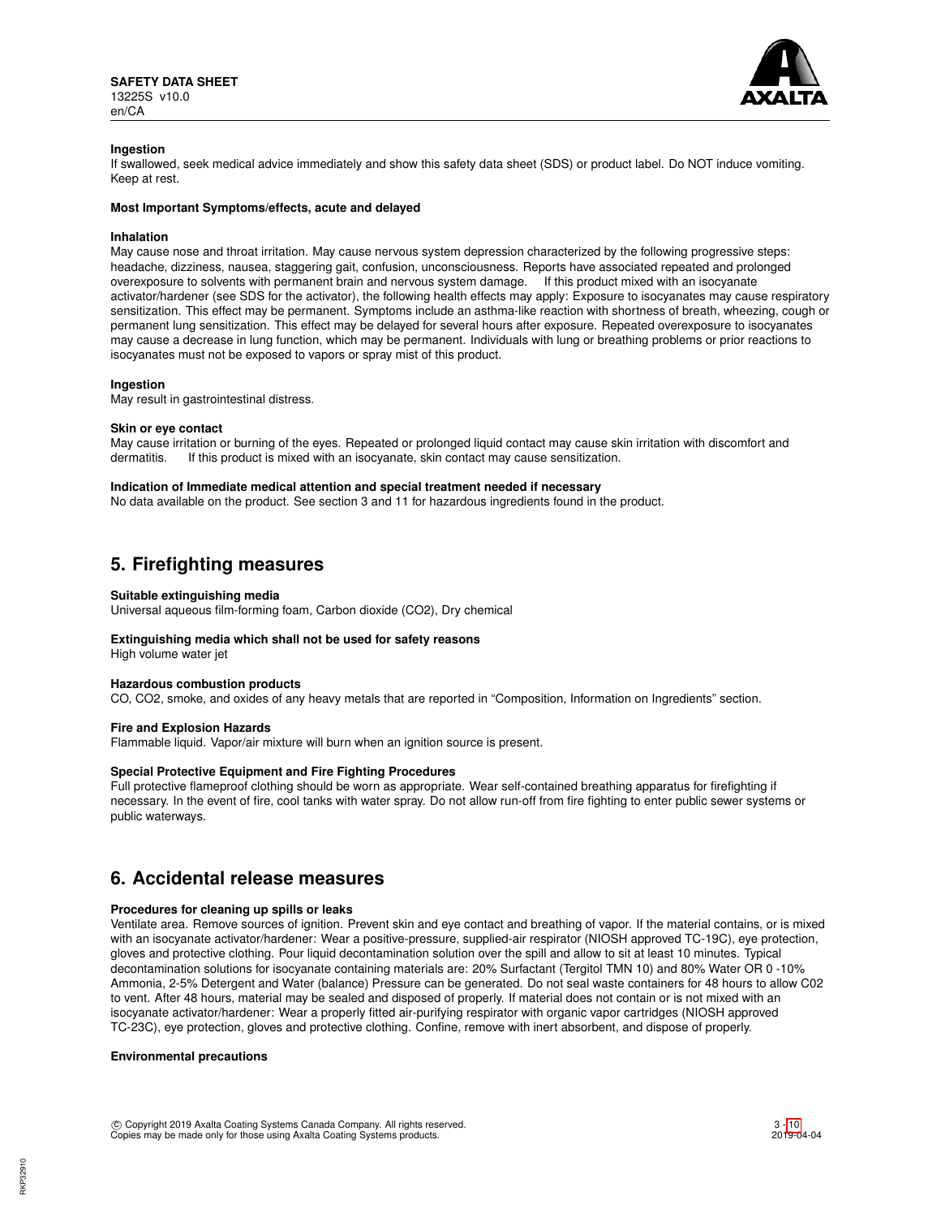**Ingestion**
If swallowed, seek medical advice immediately and show this safety data sheet (SDS) or product label. Do NOT induce vomiting. Keep at rest.

**Most Important Symptoms/effects, acute and delayed**

**Inhalation**
May cause nose and throat irritation. May cause nervous system depression characterized by the following progressive steps: headache, dizziness, nausea, staggering gait, confusion, unconsciousness. Reports have associated repeated and prolonged overexposure to solvents with permanent brain and nervous system damage. If this product mixed with an isocyanate activator/hardener (see SDS for the activator), the following health effects may apply: Exposure to isocyanates may cause respiratory sensitization. This effect may be permanent. Symptoms include an asthma-like reaction with shortness of breath, wheezing, cough or permanent lung sensitization. This effect may be delayed for several hours after exposure. Repeated overexposure to isocyanates may cause a decrease in lung function, which may be permanent. Individuals with lung or breathing problems or prior reactions to isocyanates must not be exposed to vapors or spray mist of this product.

**Ingestion**
May result in gastrointestinal distress.

**Skin or eye contact**
May cause irritation or burning of the eyes. Repeated or prolonged liquid contact may cause skin irritation with discomfort and dermatitis. If this product is mixed with an isocyanate, skin contact may cause sensitization.

**Indication of Immediate medical attention and special treatment needed if necessary**
No data available on the product. See section 3 and 11 for hazardous ingredients found in the product.

## 5. Firefighting measures

**Suitable extinguishing media**
Universal aqueous film-forming foam, Carbon dioxide ($CO_2$), Dry chemical

**Extinguishing media which shall not be used for safety reasons**
High volume water jet

**Hazardous combustion products**
CO, $CO_2$, smoke, and oxides of any heavy metals that are reported in “Composition, Information on Ingredients” section.

**Fire and Explosion Hazards**
Flammable liquid. Vapor/air mixture will burn when an ignition source is present.

**Special Protective Equipment and Fire Fighting Procedures**
Full protective flameproof clothing should be worn as appropriate. Wear self-contained breathing apparatus for firefighting if necessary. In the event of fire, cool tanks with water spray. Do not allow run-off from fire fighting to enter public sewer systems or public waterways.

## 6. Accidental release measures

**Procedures for cleaning up spills or leaks**
Ventilate area. Remove sources of ignition. Prevent skin and eye contact and breathing of vapor. If the material contains, or is mixed with an isocyanate activator/hardener: Wear a positive-pressure, supplied-air respirator (NIOSH approved TC-19C), eye protection, gloves and protective clothing. Pour liquid decontamination solution over the spill and allow to sit at least 10 minutes. Typical decontamination solutions for isocyanate containing materials are: 20% Surfactant (Tergitol TMN 10) and 80% Water OR 0 -10% Ammonia, 2-5% Detergent and Water (balance) Pressure can be generated. Do not seal waste containers for 48 hours to allow C02 to vent. After 48 hours, material may be sealed and disposed of properly. If material does not contain or is not mixed with an isocyanate activator/hardener: Wear a properly fitted air-purifying respirator with organic vapor cartridges (NIOSH approved TC-23C), eye protection, gloves and protective clothing. Confine, remove with inert absorbent, and dispose of properly.

**Environmental precautions**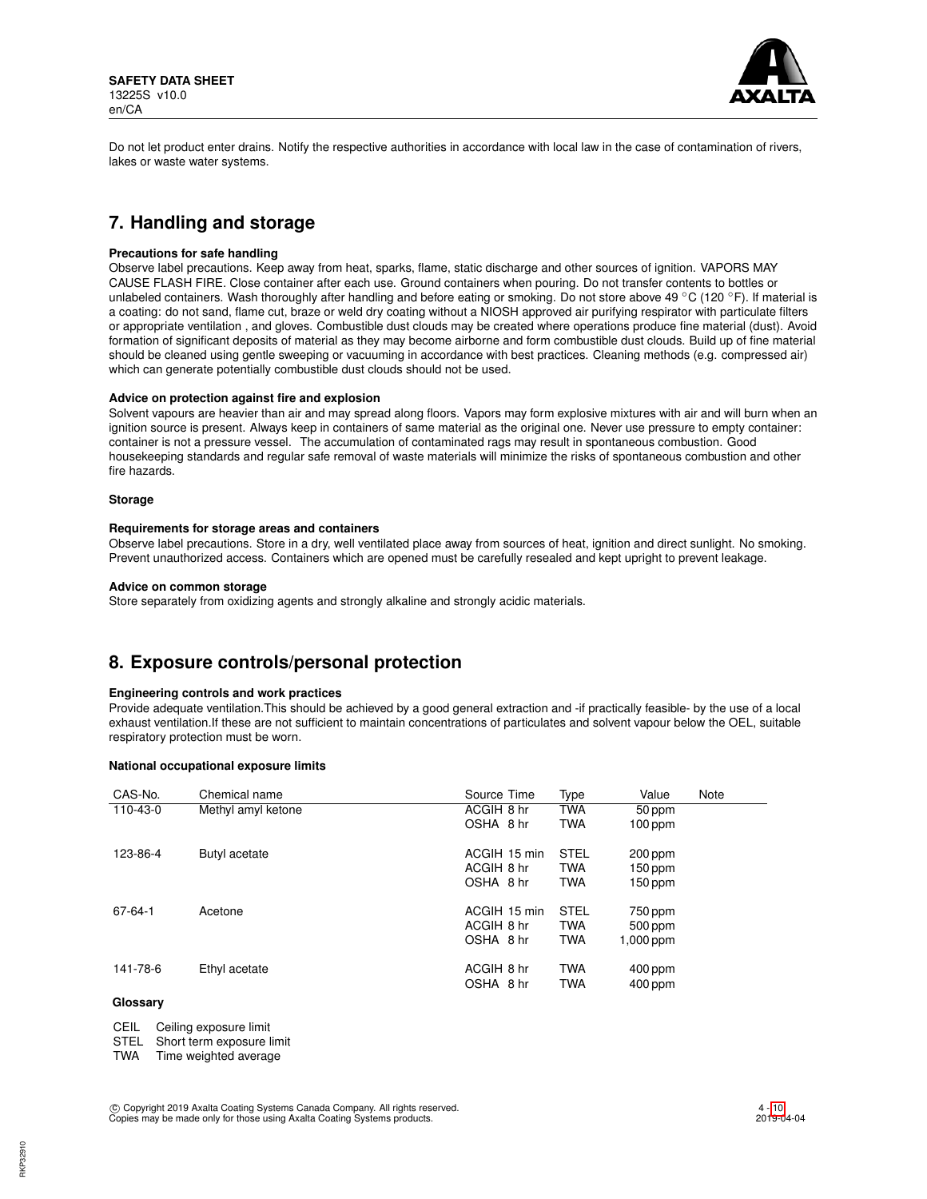Do not let product enter drains. Notify the respective authorities in accordance with local law in the case of contamination of rivers, lakes or waste water systems.

## 7. Handling and storage

**Precautions for safe handling**

Observe label precautions. Keep away from heat, sparks, flame, static discharge and other sources of ignition. VAPORS MAY CAUSE FLASH FIRE. Close container after each use. Ground containers when pouring. Do not transfer contents to bottles or unlabeled containers. Wash thoroughly after handling and before eating or smoking. Do not store above 49 °C (120 °F). If material is a coating: do not sand, flame cut, braze or weld dry coating without a NIOSH approved air purifying respirator with particulate filters or appropriate ventilation , and gloves. Combustible dust clouds may be created where operations produce fine material (dust). Avoid formation of significant deposits of material as they may become airborne and form combustible dust clouds. Build up of fine material should be cleaned using gentle sweeping or vacuuming in accordance with best practices. Cleaning methods (e.g. compressed air) which can generate potentially combustible dust clouds should not be used.

**Advice on protection against fire and explosion**

Solvent vapours are heavier than air and may spread along floors. Vapors may form explosive mixtures with air and will burn when an ignition source is present. Always keep in containers of same material as the original one. Never use pressure to empty container: container is not a pressure vessel. The accumulation of contaminated rags may result in spontaneous combustion. Good housekeeping standards and regular safe removal of waste materials will minimize the risks of spontaneous combustion and other fire hazards.

**Storage**

**Requirements for storage areas and containers**

Observe label precautions. Store in a dry, well ventilated place away from sources of heat, ignition and direct sunlight. No smoking. Prevent unauthorized access. Containers which are opened must be carefully resealed and kept upright to prevent leakage.

**Advice on common storage**

Store separately from oxidizing agents and strongly alkaline and strongly acidic materials.

## 8. Exposure controls/personal protection

**Engineering controls and work practices**

Provide adequate ventilation.This should be achieved by a good general extraction and -if practically feasible- by the use of a local exhaust ventilation.If these are not sufficient to maintain concentrations of particulates and solvent vapour below the OEL, suitable respiratory protection must be worn.

**National occupational exposure limits**

| CAS-No. | Chemical name | Source | Time | Type | Value | Note |
|---|---|---|---|---|---|---|
| 110-43-0 | Methyl amyl ketone | ACGIH | 8 hr | TWA | 50 ppm | |
| | | OSHA | 8 hr | TWA | 100 ppm | |
| 123-86-4 | Butyl acetate | ACGIH | 15 min | STEL | 200 ppm | |
| | | ACGIH | 8 hr | TWA | 150 ppm | |
| | | OSHA | 8 hr | TWA | 150 ppm | |
| 67-64-1 | Acetone | ACGIH | 15 min | STEL | 750 ppm | |
| | | ACGIH | 8 hr | TWA | 500 ppm | |
| | | OSHA | 8 hr | TWA | 1,000 ppm | |
| 141-78-6 | Ethyl acetate | ACGIH | 8 hr | TWA | 400 ppm | |
| | | OSHA | 8 hr | TWA | 400 ppm | |

**Glossary**

CEIL Ceiling exposure limit
STEL Short term exposure limit
TWA Time weighted average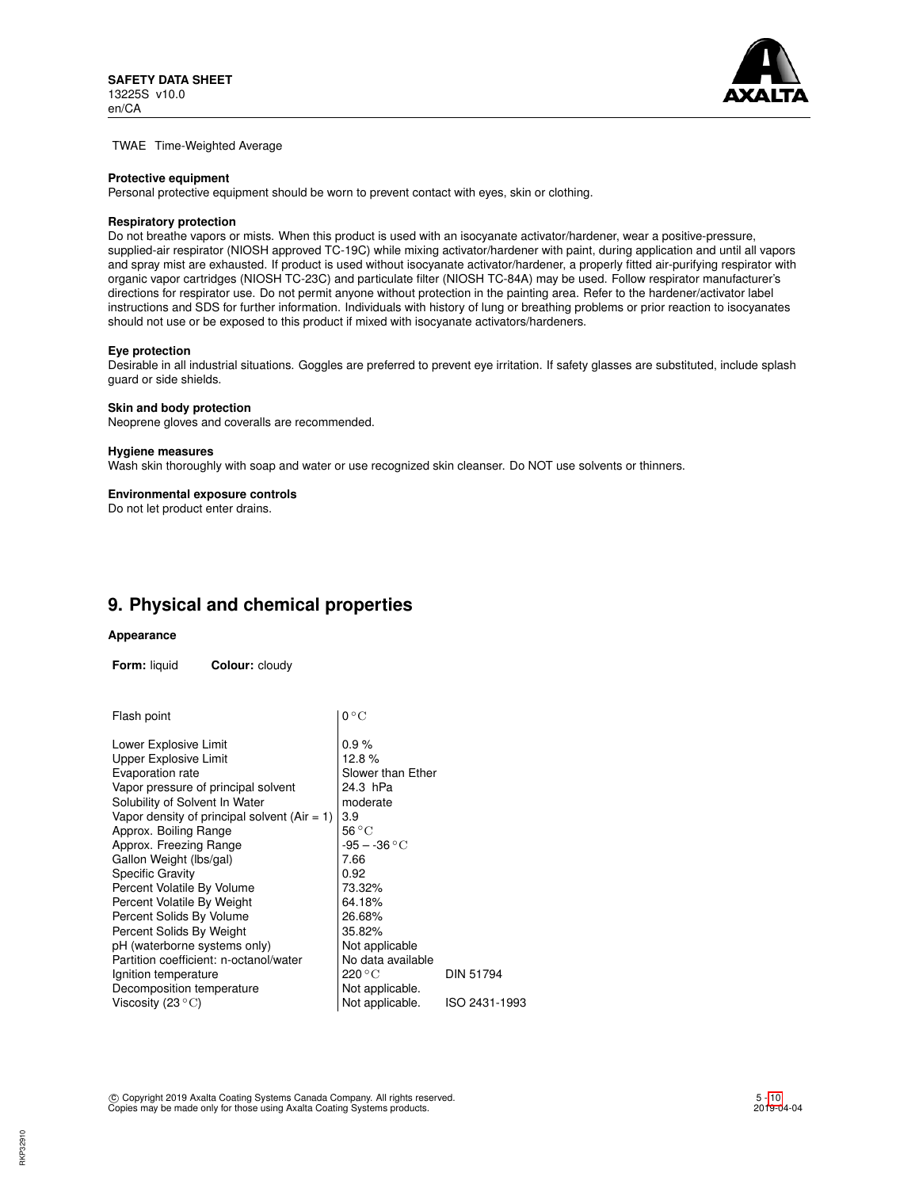TWAE Time-Weighted Average

**Protective equipment**
Personal protective equipment should be worn to prevent contact with eyes, skin or clothing.

**Respiratory protection**
Do not breathe vapors or mists. When this product is used with an isocyanate activator/hardener, wear a positive-pressure, supplied-air respirator (NIOSH approved TC-19C) while mixing activator/hardener with paint, during application and until all vapors and spray mist are exhausted. If product is used without isocyanate activator/hardener, a properly fitted air-purifying respirator with organic vapor cartridges (NIOSH TC-23C) and particulate filter (NIOSH TC-84A) may be used. Follow respirator manufacturer's directions for respirator use. Do not permit anyone without protection in the painting area. Refer to the hardener/activator label instructions and SDS for further information. Individuals with history of lung or breathing problems or prior reaction to isocyanates should not use or be exposed to this product if mixed with isocyanate activators/hardeners.

**Eye protection**
Desirable in all industrial situations. Goggles are preferred to prevent eye irritation. If safety glasses are substituted, include splash guard or side shields.

**Skin and body protection**
Neoprene gloves and coveralls are recommended.

**Hygiene measures**
Wash skin thoroughly with soap and water or use recognized skin cleanser. Do NOT use solvents or thinners.

**Environmental exposure controls**
Do not let product enter drains.

## 9. Physical and chemical properties

**Appearance**

**Form:** liquid **Colour:** cloudy

| Property | Value | Method |
|---|---|---|
| Flash point | 0 °C | |
| Lower Explosive Limit | 0.9 % | |
| Upper Explosive Limit | 12.8 % | |
| Evaporation rate | Slower than Ether | |
| Vapor pressure of principal solvent | 24.3 hPa | |
| Solubility of Solvent In Water | moderate | |
| Vapor density of principal solvent (Air = 1) | 3.9 | |
| Approx. Boiling Range | 56 °C | |
| Approx. Freezing Range | -95 – -36 °C | |
| Gallon Weight (lbs/gal) | 7.66 | |
| Specific Gravity | 0.92 | |
| Percent Volatile By Volume | 73.32% | |
| Percent Volatile By Weight | 64.18% | |
| Percent Solids By Volume | 26.68% | |
| Percent Solids By Weight | 35.82% | |
| pH (waterborne systems only) | Not applicable | |
| Partition coefficient: n-octanol/water | No data available | |
| Ignition temperature | 220 °C | DIN 51794 |
| Decomposition temperature | Not applicable. | |
| Viscosity (23 °C) | Not applicable. | ISO 2431-1993 |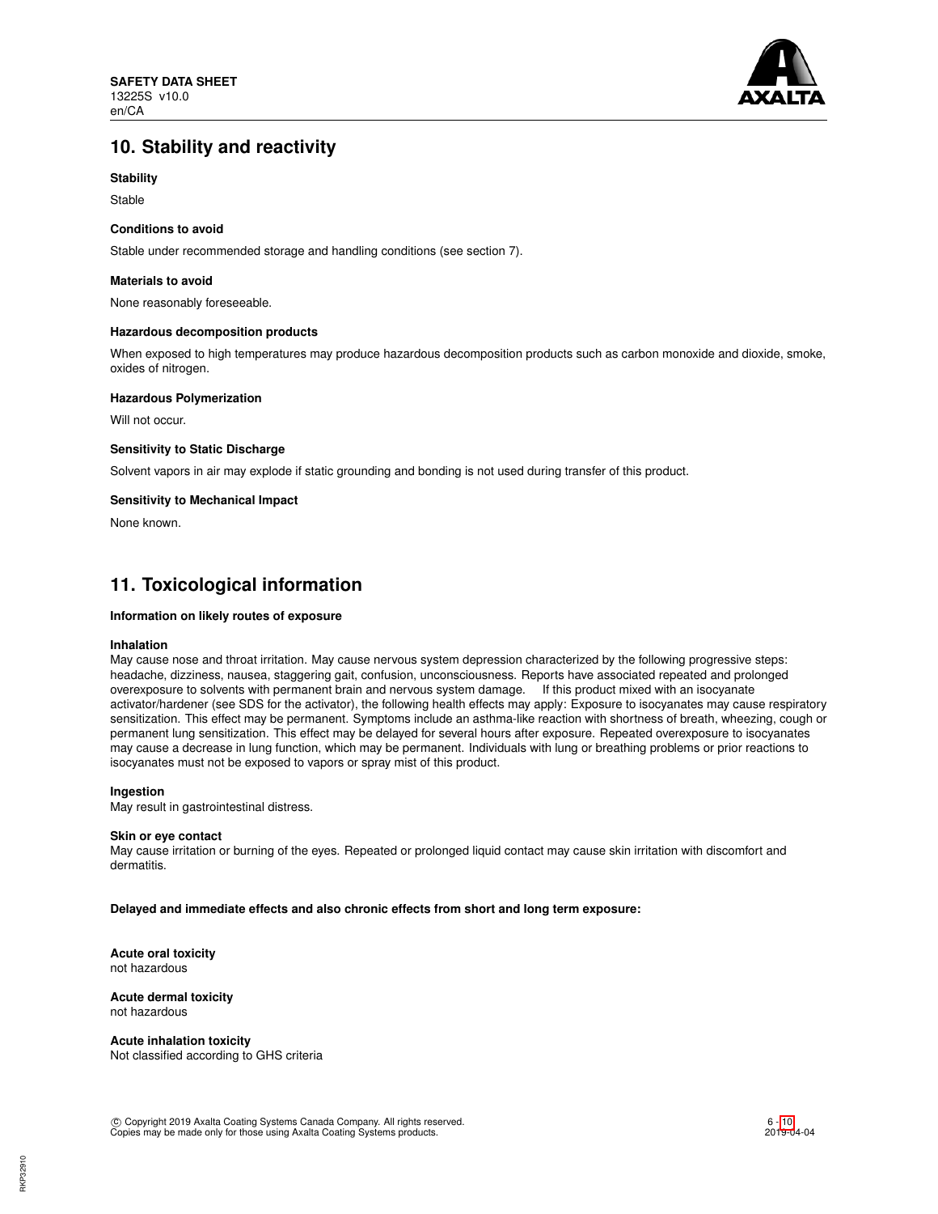## 10. Stability and reactivity

**Stability**

Stable

**Conditions to avoid**

Stable under recommended storage and handling conditions (see section 7).

**Materials to avoid**

None reasonably foreseeable.

**Hazardous decomposition products**

When exposed to high temperatures may produce hazardous decomposition products such as carbon monoxide and dioxide, smoke, oxides of nitrogen.

**Hazardous Polymerization**

Will not occur.

**Sensitivity to Static Discharge**

Solvent vapors in air may explode if static grounding and bonding is not used during transfer of this product.

**Sensitivity to Mechanical Impact**

None known.

## 11. Toxicological information

**Information on likely routes of exposure**

**Inhalation**
May cause nose and throat irritation. May cause nervous system depression characterized by the following progressive steps: headache, dizziness, nausea, staggering gait, confusion, unconsciousness. Reports have associated repeated and prolonged overexposure to solvents with permanent brain and nervous system damage. If this product mixed with an isocyanate activator/hardener (see SDS for the activator), the following health effects may apply: Exposure to isocyanates may cause respiratory sensitization. This effect may be permanent. Symptoms include an asthma-like reaction with shortness of breath, wheezing, cough or permanent lung sensitization. This effect may be delayed for several hours after exposure. Repeated overexposure to isocyanates may cause a decrease in lung function, which may be permanent. Individuals with lung or breathing problems or prior reactions to isocyanates must not be exposed to vapors or spray mist of this product.

**Ingestion**
May result in gastrointestinal distress.

**Skin or eye contact**
May cause irritation or burning of the eyes. Repeated or prolonged liquid contact may cause skin irritation with discomfort and dermatitis.

**Delayed and immediate effects and also chronic effects from short and long term exposure:**

**Acute oral toxicity**
not hazardous

**Acute dermal toxicity**
not hazardous

**Acute inhalation toxicity**
Not classified according to GHS criteria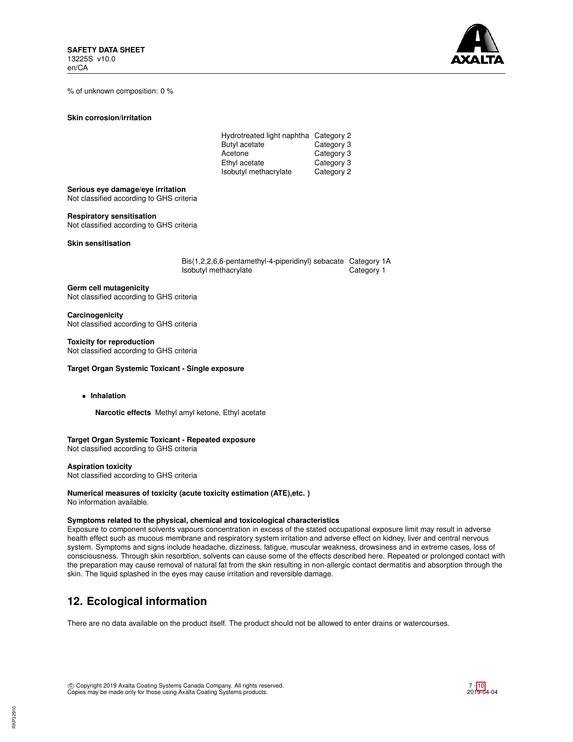% of unknown composition: 0 %

**Skin corrosion/irritation**

| | |
|---|---|
| Hydrotreated light naphtha | Category 2 |
| Butyl acetate | Category 3 |
| Acetone | Category 3 |
| Ethyl acetate | Category 3 |
| Isobutyl methacrylate | Category 2 |

**Serious eye damage/eye irritation**
Not classified according to GHS criteria

**Respiratory sensitisation**
Not classified according to GHS criteria

**Skin sensitisation**

| | |
|---|---|
| Bis(1,2,2,6,6-pentamethyl-4-piperidinyl) sebacate | Category 1A |
| Isobutyl methacrylate | Category 1 |

**Germ cell mutagenicity**
Not classified according to GHS criteria

**Carcinogenicity**
Not classified according to GHS criteria

**Toxicity for reproduction**
Not classified according to GHS criteria

**Target Organ Systemic Toxicant - Single exposure**

- **Inhalation**

  **Narcotic effects** Methyl amyl ketone, Ethyl acetate

**Target Organ Systemic Toxicant - Repeated exposure**
Not classified according to GHS criteria

**Aspiration toxicity**
Not classified according to GHS criteria

**Numerical measures of toxicity (acute toxicity estimation (ATE),etc. )**
No information available.

**Symptoms related to the physical, chemical and toxicological characteristics**
Exposure to component solvents vapours concentration in excess of the stated occupational exposure limit may result in adverse health effect such as mucous membrane and respiratory system irritation and adverse effect on kidney, liver and central nervous system. Symptoms and signs include headache, dizziness, fatigue, muscular weakness, drowsiness and in extreme cases, loss of consciousness. Through skin resorbtion, solvents can cause some of the effects described here. Repeated or prolonged contact with the preparation may cause removal of natural fat from the skin resulting in non-allergic contact dermatitis and absorption through the skin. The liquid splashed in the eyes may cause irritation and reversible damage.

## 12. Ecological information

There are no data available on the product itself. The product should not be allowed to enter drains or watercourses.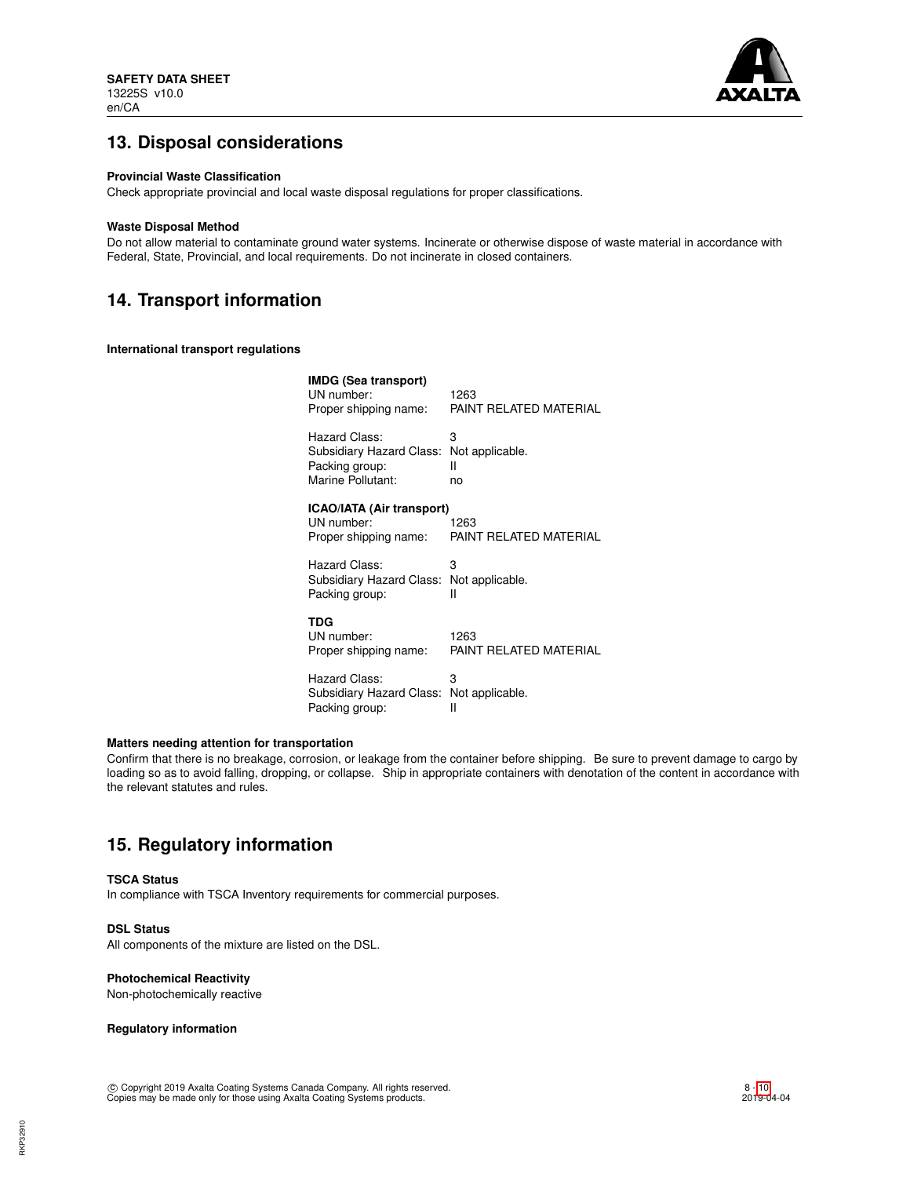## 13. Disposal considerations

**Provincial Waste Classification**
Check appropriate provincial and local waste disposal regulations for proper classifications.

**Waste Disposal Method**
Do not allow material to contaminate ground water systems. Incinerate or otherwise dispose of waste material in accordance with Federal, State, Provincial, and local requirements. Do not incinerate in closed containers.

## 14. Transport information

**International transport regulations**

**IMDG (Sea transport)**

| | |
|---|---|
| UN number: | 1263 |
| Proper shipping name: | PAINT RELATED MATERIAL |
| Hazard Class: | 3 |
| Subsidiary Hazard Class: | Not applicable. |
| Packing group: | II |
| Marine Pollutant: | no |

**ICAO/IATA (Air transport)**

| | |
|---|---|
| UN number: | 1263 |
| Proper shipping name: | PAINT RELATED MATERIAL |
| Hazard Class: | 3 |
| Subsidiary Hazard Class: | Not applicable. |
| Packing group: | II |

**TDG**

| | |
|---|---|
| UN number: | 1263 |
| Proper shipping name: | PAINT RELATED MATERIAL |
| Hazard Class: | 3 |
| Subsidiary Hazard Class: | Not applicable. |
| Packing group: | II |

**Matters needing attention for transportation**
Confirm that there is no breakage, corrosion, or leakage from the container before shipping. Be sure to prevent damage to cargo by loading so as to avoid falling, dropping, or collapse. Ship in appropriate containers with denotation of the content in accordance with the relevant statutes and rules.

## 15. Regulatory information

**TSCA Status**
In compliance with TSCA Inventory requirements for commercial purposes.

**DSL Status**
All components of the mixture are listed on the DSL.

**Photochemical Reactivity**
Non-photochemically reactive

**Regulatory information**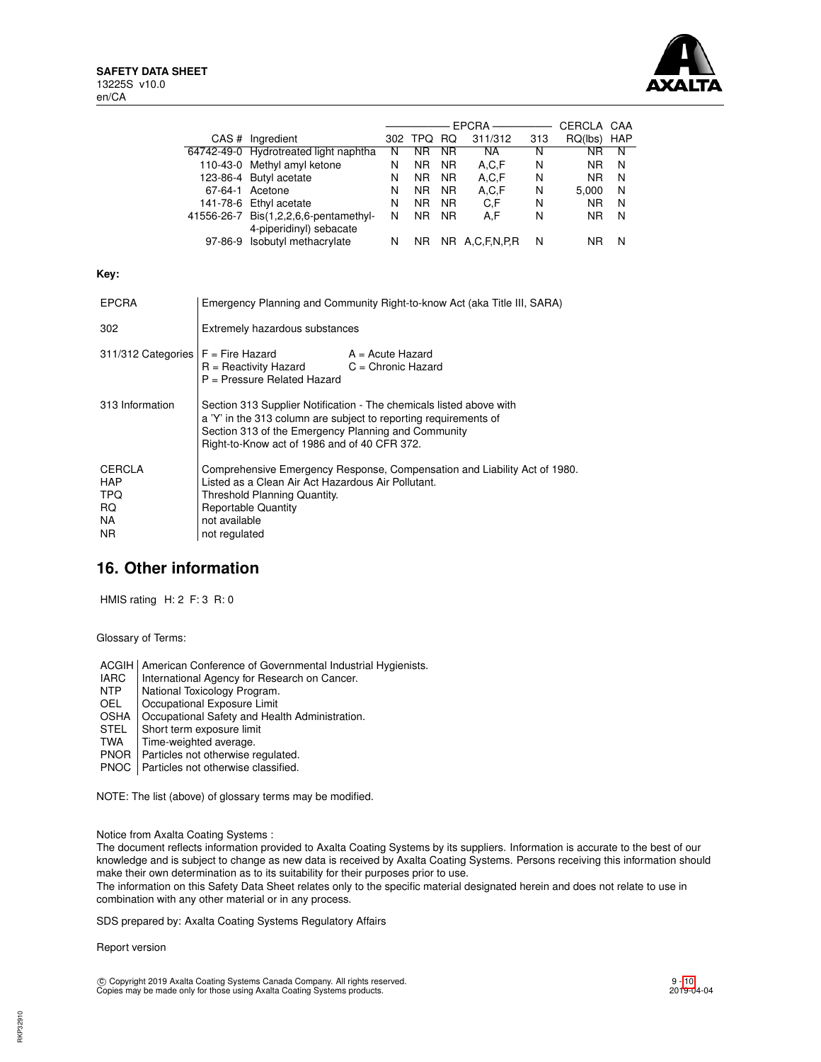| CAS # | Ingredient | EPCRA 302 | EPCRA TPQ | EPCRA RQ | EPCRA 311/312 | EPCRA 313 | CERCLA RQ(lbs) | CAA HAP |
|---|---|---|---|---|---|---|---|---|
| 64742-49-0 | Hydrotreated light naphtha | N | NR | NR | NA | N | NR | N |
| 110-43-0 | Methyl amyl ketone | N | NR | NR | A,C,F | N | NR | N |
| 123-86-4 | Butyl acetate | N | NR | NR | A,C,F | N | NR | N |
| 67-64-1 | Acetone | N | NR | NR | A,C,F | N | 5,000 | N |
| 141-78-6 | Ethyl acetate | N | NR | NR | C,F | N | NR | N |
| 41556-26-7 | Bis(1,2,2,6,6-pentamethyl-4-piperidinyl) sebacate | N | NR | NR | A,F | N | NR | N |
| 97-86-9 | Isobutyl methacrylate | N | NR | NR | A,C,F,N,P,R | N | NR | N |

**Key:**

| | |
|---|---|
| EPCRA | Emergency Planning and Community Right-to-know Act (aka Title III, SARA) |
| 302 | Extremely hazardous substances |
| 311/312 Categories | F = Fire Hazard; A = Acute Hazard; R = Reactivity Hazard; C = Chronic Hazard; P = Pressure Related Hazard |
| 313 Information | Section 313 Supplier Notification - The chemicals listed above with a 'Y' in the 313 column are subject to reporting requirements of Section 313 of the Emergency Planning and Community Right-to-Know act of 1986 and of 40 CFR 372. |
| CERCLA | Comprehensive Emergency Response, Compensation and Liability Act of 1980. |
| HAP | Listed as a Clean Air Act Hazardous Air Pollutant. |
| TPQ | Threshold Planning Quantity. |
| RQ | Reportable Quantity |
| NA | not available |
| NR | not regulated |

## 16. Other information

HMIS rating H: 2 F: 3 R: 0

Glossary of Terms:

| | |
|---|---|
| ACGIH | American Conference of Governmental Industrial Hygienists. |
| IARC | International Agency for Research on Cancer. |
| NTP | National Toxicology Program. |
| OEL | Occupational Exposure Limit |
| OSHA | Occupational Safety and Health Administration. |
| STEL | Short term exposure limit |
| TWA | Time-weighted average. |
| PNOR | Particles not otherwise regulated. |
| PNOC | Particles not otherwise classified. |

NOTE: The list (above) of glossary terms may be modified.

Notice from Axalta Coating Systems :
The document reflects information provided to Axalta Coating Systems by its suppliers. Information is accurate to the best of our knowledge and is subject to change as new data is received by Axalta Coating Systems. Persons receiving this information should make their own determination as to its suitability for their purposes prior to use.
The information on this Safety Data Sheet relates only to the specific material designated herein and does not relate to use in combination with any other material or in any process.

SDS prepared by: Axalta Coating Systems Regulatory Affairs

Report version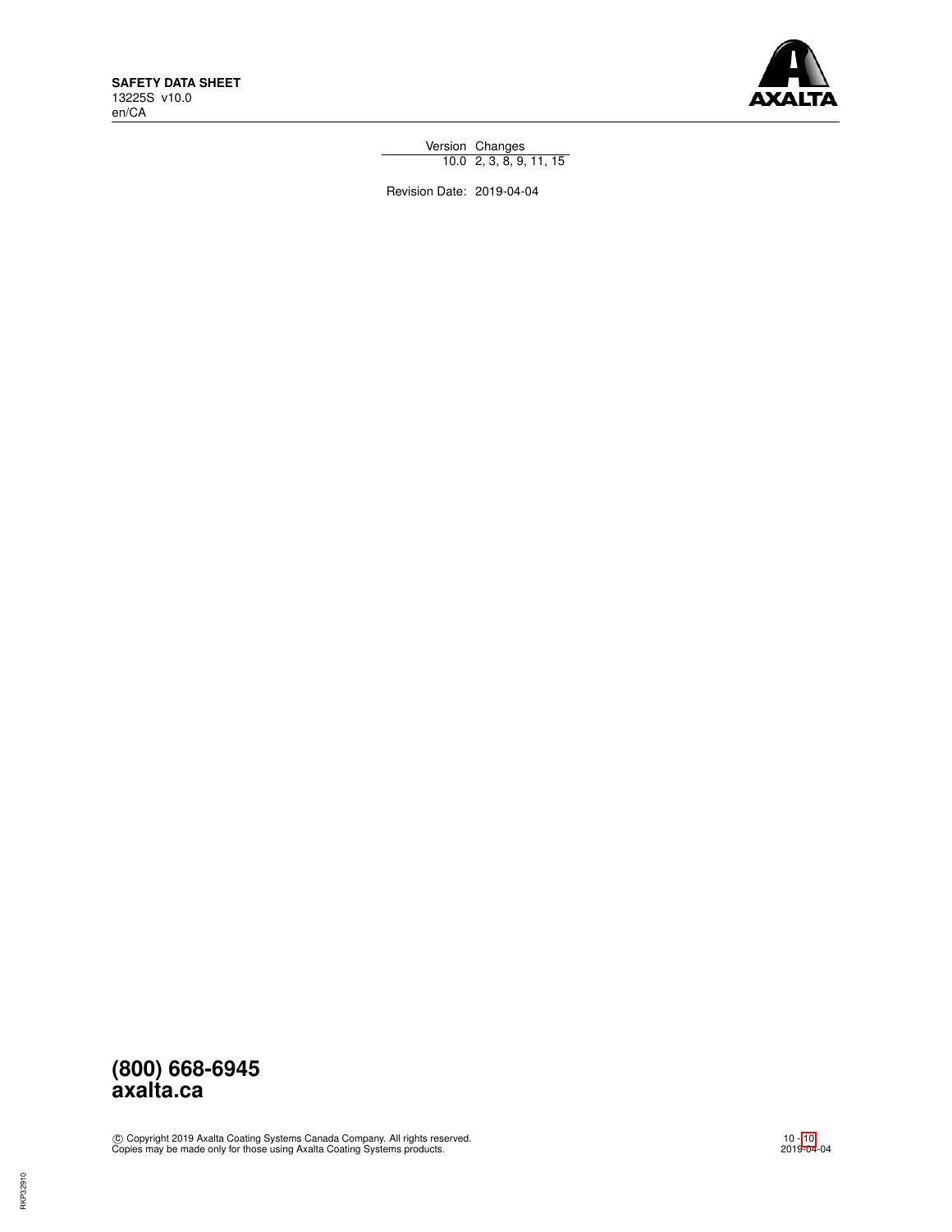| Version | Changes |
| --- | --- |
| 10.0 | 2, 3, 8, 9, 11, 15 |

Revision Date: 2019-04-04

**(800) 668-6945**
**axalta.ca**

© Copyright 2019 Axalta Coating Systems Canada Company. All rights reserved.
Copies may be made only for those using Axalta Coating Systems products.